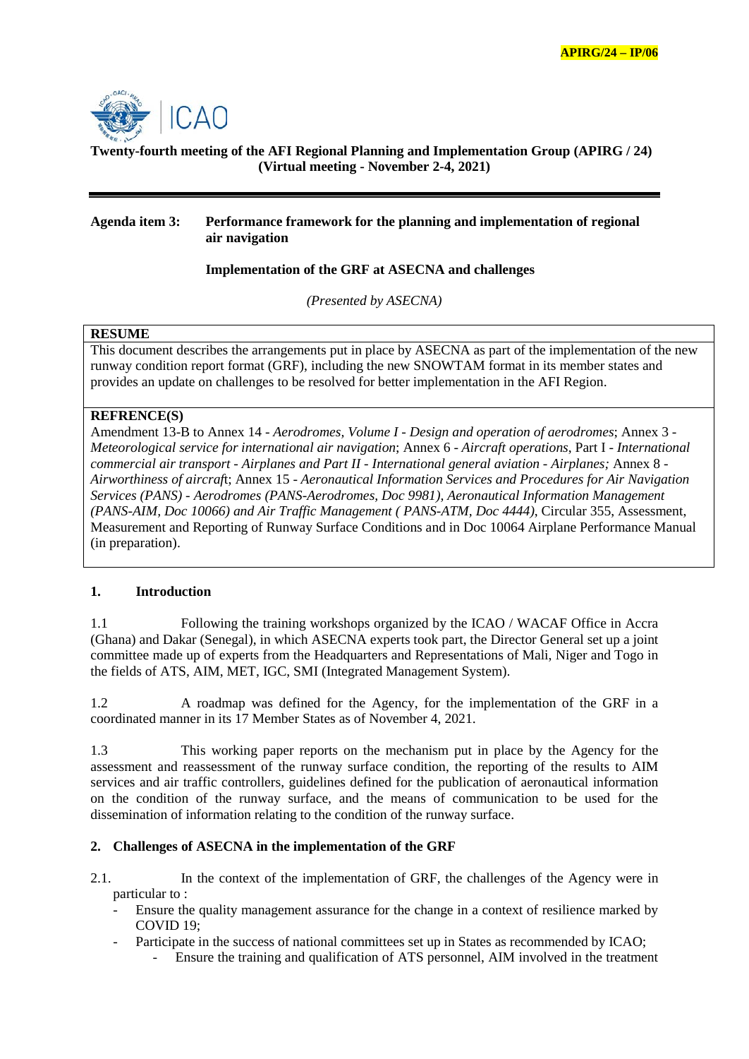APIRG/24 – IP/06

**Twenty-fourth meeting of the AFI Regional Planning and Implementation Group (APIRG / 24) (Virtual meeting - November 2-4, 2021)**

---

**Agenda item 3: Performance framework for the planning and implementation of regional air navigation**

**Implementation of the GRF at ASECNA and challenges**

*(Presented by ASECNA)*

**RESUME**

This document describes the arrangements put in place by ASECNA as part of the implementation of the new runway condition report format (GRF), including the new SNOWTAM format in its member states and provides an update on challenges to be resolved for better implementation in the AFI Region.

**REFRENCE(S)**

Amendment 13-B to Annex 14 - *Aerodromes, Volume I - Design and operation of aerodromes*; Annex 3 - *Meteorological service for international air navigation*; Annex 6 - *Aircraft operations*, Part I - *International commercial air transport - Airplanes and Part II - International general aviation - Airplanes;* Annex 8 - *Airworthiness of aircraf*t; Annex 15 - *Aeronautical Information Services and Procedures for Air Navigation Services (PANS) - Aerodromes (PANS-Aerodromes, Doc 9981), Aeronautical Information Management (PANS-AIM, Doc 10066) and Air Traffic Management ( PANS-ATM, Doc 4444)*, Circular 355, Assessment, Measurement and Reporting of Runway Surface Conditions and in Doc 10064 Airplane Performance Manual (in preparation).

## 1. Introduction

1.1 Following the training workshops organized by the ICAO / WACAF Office in Accra (Ghana) and Dakar (Senegal), in which ASECNA experts took part, the Director General set up a joint committee made up of experts from the Headquarters and Representations of Mali, Niger and Togo in the fields of ATS, AIM, MET, IGC, SMI (Integrated Management System).

1.2 A roadmap was defined for the Agency, for the implementation of the GRF in a coordinated manner in its 17 Member States as of November 4, 2021.

1.3 This working paper reports on the mechanism put in place by the Agency for the assessment and reassessment of the runway surface condition, the reporting of the results to AIM services and air traffic controllers, guidelines defined for the publication of aeronautical information on the condition of the runway surface, and the means of communication to be used for the dissemination of information relating to the condition of the runway surface.

## 2. Challenges of ASECNA in the implementation of the GRF

2.1. In the context of the implementation of GRF, the challenges of the Agency were in particular to :

- Ensure the quality management assurance for the change in a context of resilience marked by COVID 19;
- Participate in the success of national committees set up in States as recommended by ICAO;
  - Ensure the training and qualification of ATS personnel, AIM involved in the treatment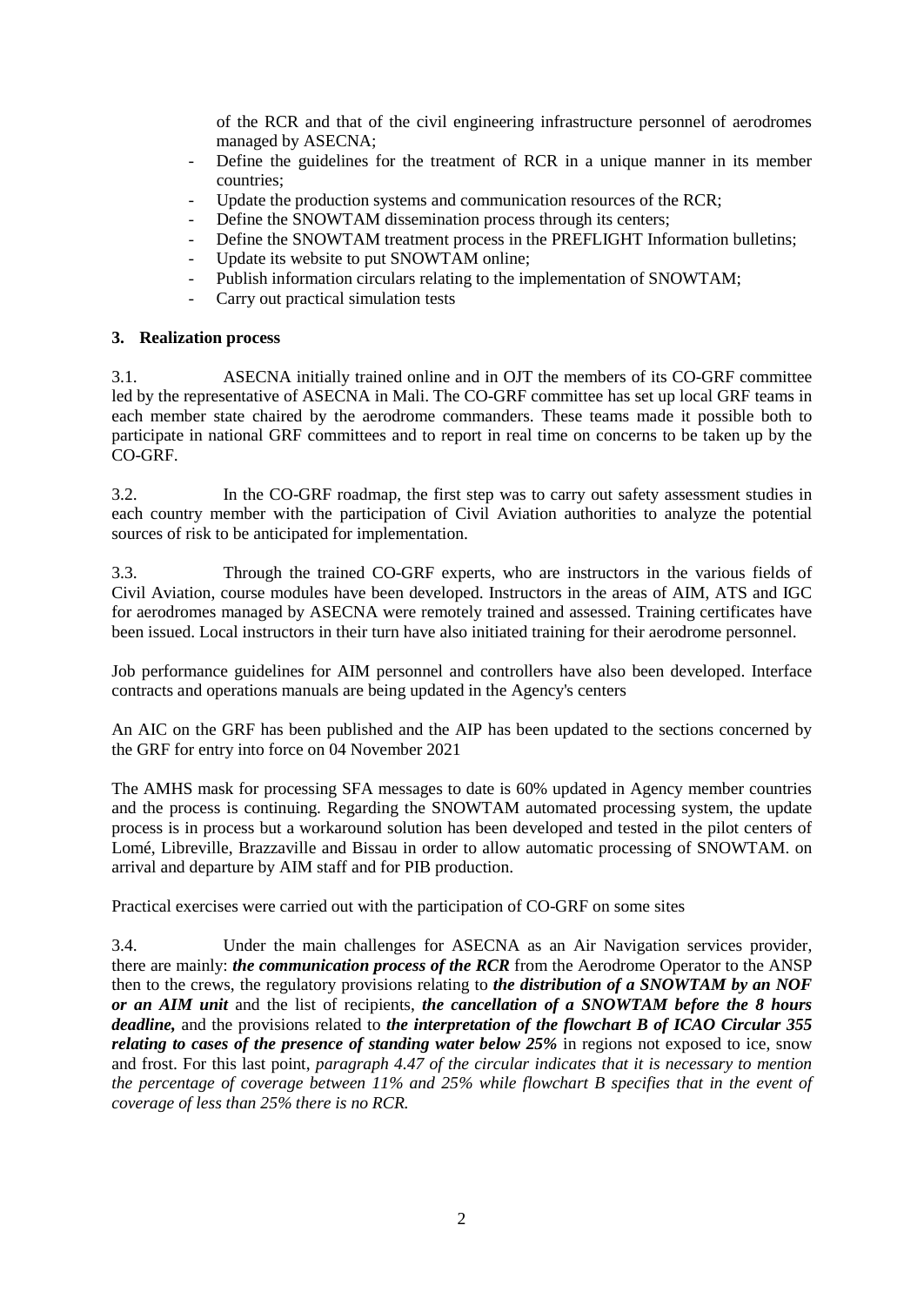of the RCR and that of the civil engineering infrastructure personnel of aerodromes managed by ASECNA;

- Define the guidelines for the treatment of RCR in a unique manner in its member countries;
- Update the production systems and communication resources of the RCR;
- Define the SNOWTAM dissemination process through its centers;
- Define the SNOWTAM treatment process in the PREFLIGHT Information bulletins;
- Update its website to put SNOWTAM online;
- Publish information circulars relating to the implementation of SNOWTAM;
- Carry out practical simulation tests

## 3. Realization process

3.1. ASECNA initially trained online and in OJT the members of its CO-GRF committee led by the representative of ASECNA in Mali. The CO-GRF committee has set up local GRF teams in each member state chaired by the aerodrome commanders. These teams made it possible both to participate in national GRF committees and to report in real time on concerns to be taken up by the CO-GRF.

3.2. In the CO-GRF roadmap, the first step was to carry out safety assessment studies in each country member with the participation of Civil Aviation authorities to analyze the potential sources of risk to be anticipated for implementation.

3.3. Through the trained CO-GRF experts, who are instructors in the various fields of Civil Aviation, course modules have been developed. Instructors in the areas of AIM, ATS and IGC for aerodromes managed by ASECNA were remotely trained and assessed. Training certificates have been issued. Local instructors in their turn have also initiated training for their aerodrome personnel.

Job performance guidelines for AIM personnel and controllers have also been developed. Interface contracts and operations manuals are being updated in the Agency's centers

An AIC on the GRF has been published and the AIP has been updated to the sections concerned by the GRF for entry into force on 04 November 2021

The AMHS mask for processing SFA messages to date is 60% updated in Agency member countries and the process is continuing. Regarding the SNOWTAM automated processing system, the update process is in process but a workaround solution has been developed and tested in the pilot centers of Lomé, Libreville, Brazzaville and Bissau in order to allow automatic processing of SNOWTAM. on arrival and departure by AIM staff and for PIB production.

Practical exercises were carried out with the participation of CO-GRF on some sites

3.4. Under the main challenges for ASECNA as an Air Navigation services provider, there are mainly: ***the communication process of the RCR*** from the Aerodrome Operator to the ANSP then to the crews, the regulatory provisions relating to ***the distribution of a SNOWTAM by an NOF or an AIM unit*** and the list of recipients, ***the cancellation of a SNOWTAM before the 8 hours deadline,*** and the provisions related to ***the interpretation of the flowchart B of ICAO Circular 355 relating to cases of the presence of standing water below 25%*** in regions not exposed to ice, snow and frost. For this last point, *paragraph 4.47 of the circular indicates that it is necessary to mention the percentage of coverage between 11% and 25% while flowchart B specifies that in the event of coverage of less than 25% there is no RCR.*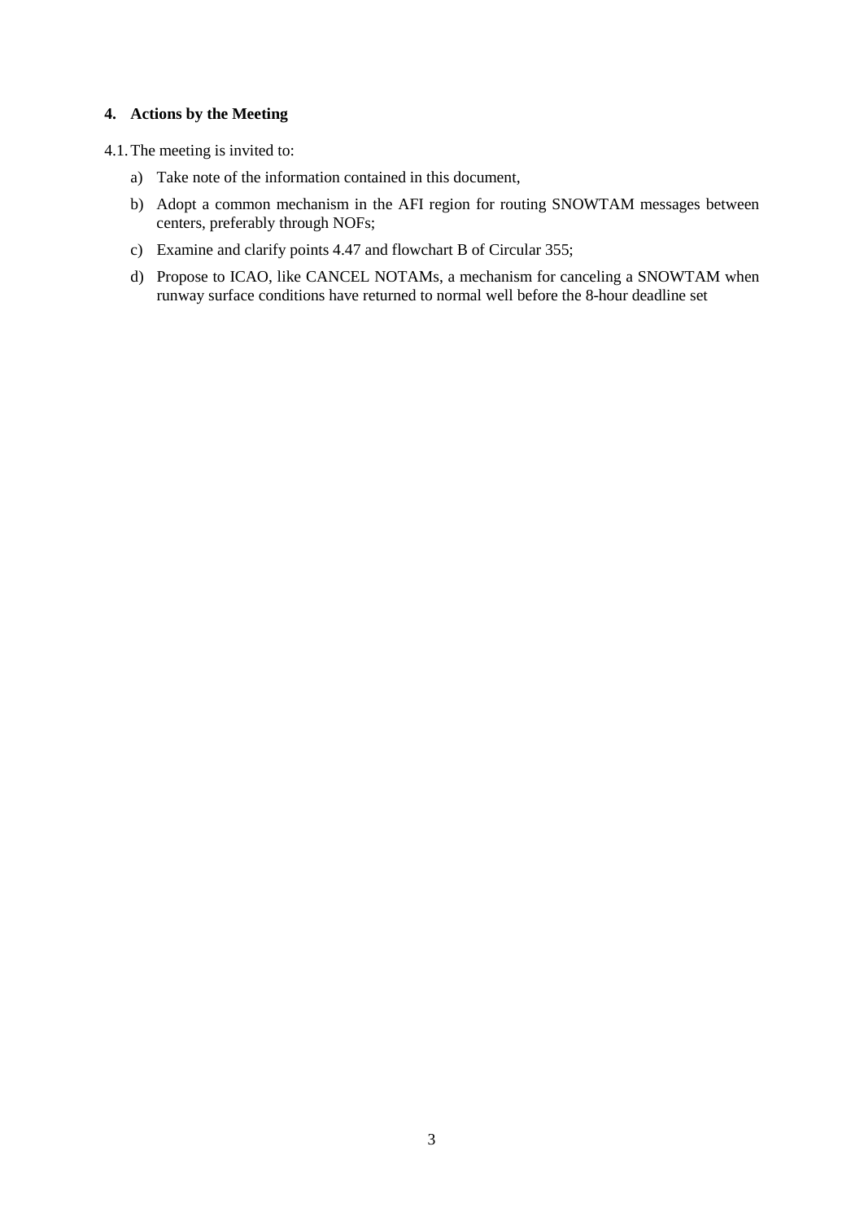## 4. Actions by the Meeting

4.1. The meeting is invited to:

a) Take note of the information contained in this document,

b) Adopt a common mechanism in the AFI region for routing SNOWTAM messages between centers, preferably through NOFs;

c) Examine and clarify points 4.47 and flowchart B of Circular 355;

d) Propose to ICAO, like CANCEL NOTAMs, a mechanism for canceling a SNOWTAM when runway surface conditions have returned to normal well before the 8-hour deadline set